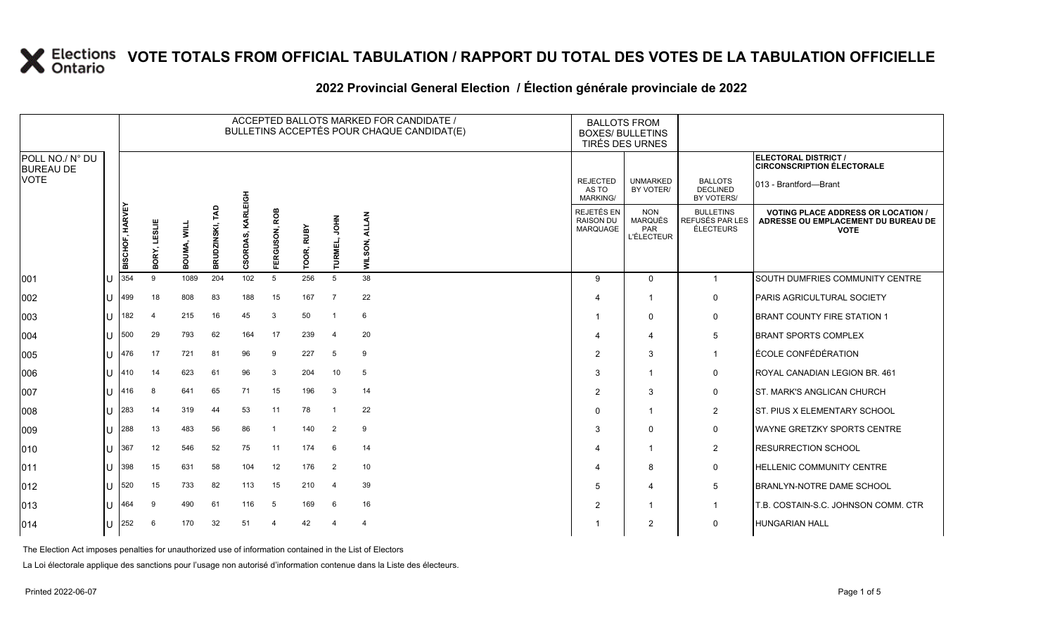# VOTE TOTALS FROM OFFICIAL TABULATION / RAPPORT DU TOTAL DES VOTES DE LA TABULATION OFFICIELLE

## 2022 Provincial General Election / Élection générale provinciale de 2022

| POLL NO./ N° DU BUREAU DE VOTE | | ACCEPTED BALLOTS MARKED FOR CANDIDATE / BULLETINS ACCEPTÉS POUR CHAQUE CANDIDAT(E) | | | | | | | | | BALLOTS FROM BOXES/ BULLETINS TIRÉS DES URNES | | | ELECTORAL DISTRICT / CIRCONSCRIPTION ÉLECTORALE 013 - Brantford—Brant |
|---|---|---|---|---|---|---|---|---|---|---|---|---|---|---|
| | | BISCHOF, HARVEY | BORY, LESLIE | BOUMA, WILL | BRUDZINSKI, TAD | CSORDAS, KARLEIGH | FERGUSON, ROB | TOOR, RUBY | TURMEL, JOHN | WILSON, ALLAN | REJECTED AS TO MARKING/ REJETÉS EN RAISON DU MARQUAGE | UNMARKED BY VOTER/ NON MARQUÉS PAR L'ÉLECTEUR | BALLOTS DECLINED BY VOTERS/ BULLETINS REFUSÉS PAR LES ÉLECTEURS | VOTING PLACE ADDRESS OR LOCATION / ADRESSE OU EMPLACEMENT DU BUREAU DE VOTE |
| 001 | U | 354 | 9 | 1089 | 204 | 102 | 5 | 256 | 5 | 38 | 9 | 0 | 1 | SOUTH DUMFRIES COMMUNITY CENTRE |
| 002 | U | 499 | 18 | 808 | 83 | 188 | 15 | 167 | 7 | 22 | 4 | 1 | 0 | PARIS AGRICULTURAL SOCIETY |
| 003 | U | 182 | 4 | 215 | 16 | 45 | 3 | 50 | 1 | 6 | 1 | 0 | 0 | BRANT COUNTY FIRE STATION 1 |
| 004 | U | 500 | 29 | 793 | 62 | 164 | 17 | 239 | 4 | 20 | 4 | 4 | 5 | BRANT SPORTS COMPLEX |
| 005 | U | 476 | 17 | 721 | 81 | 96 | 9 | 227 | 5 | 9 | 2 | 3 | 1 | ÉCOLE CONFÉDÉRATION |
| 006 | U | 410 | 14 | 623 | 61 | 96 | 3 | 204 | 10 | 5 | 3 | 1 | 0 | ROYAL CANADIAN LEGION BR. 461 |
| 007 | U | 416 | 8 | 641 | 65 | 71 | 15 | 196 | 3 | 14 | 2 | 3 | 0 | ST. MARK'S ANGLICAN CHURCH |
| 008 | U | 283 | 14 | 319 | 44 | 53 | 11 | 78 | 1 | 22 | 0 | 1 | 2 | ST. PIUS X ELEMENTARY SCHOOL |
| 009 | U | 288 | 13 | 483 | 56 | 86 | 1 | 140 | 2 | 9 | 3 | 0 | 0 | WAYNE GRETZKY SPORTS CENTRE |
| 010 | U | 367 | 12 | 546 | 52 | 75 | 11 | 174 | 6 | 14 | 4 | 1 | 2 | RESURRECTION SCHOOL |
| 011 | U | 398 | 15 | 631 | 58 | 104 | 12 | 176 | 2 | 10 | 4 | 8 | 0 | HELLENIC COMMUNITY CENTRE |
| 012 | U | 520 | 15 | 733 | 82 | 113 | 15 | 210 | 4 | 39 | 5 | 4 | 5 | BRANLYN-NOTRE DAME SCHOOL |
| 013 | U | 464 | 9 | 490 | 61 | 116 | 5 | 169 | 6 | 16 | 2 | 1 | 1 | T.B. COSTAIN-S.C. JOHNSON COMM. CTR |
| 014 | U | 252 | 6 | 170 | 32 | 51 | 4 | 42 | 4 | 4 | 1 | 2 | 0 | HUNGARIAN HALL |

The Election Act imposes penalties for unauthorized use of information contained in the List of Electors

La Loi électorale applique des sanctions pour l'usage non autorisé d'information contenue dans la Liste des électeurs.

Printed 2022-06-07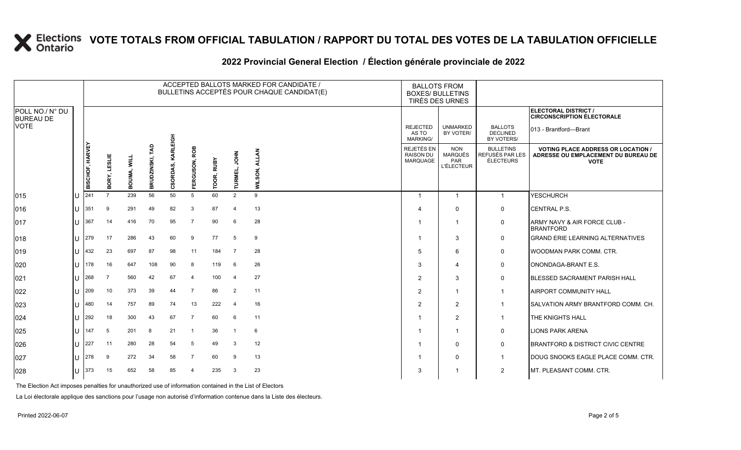# VOTE TOTALS FROM OFFICIAL TABULATION / RAPPORT DU TOTAL DES VOTES DE LA TABULATION OFFICIELLE

## 2022 Provincial General Election / Élection générale provinciale de 2022

| POLL NO./ N° DU BUREAU DE VOTE | | ACCEPTED BALLOTS MARKED FOR CANDIDATE / BULLETINS ACCEPTÉS POUR CHAQUE CANDIDAT(E) | | | | | | | | | BALLOTS FROM BOXES/ BULLETINS TIRÉS DES URNES | | | ELECTORAL DISTRICT / CIRCONSCRIPTION ÉLECTORALE 013 - Brantford—Brant |
|---|---|---|---|---|---|---|---|---|---|---|---|---|---|---|
| | | BISCHOF, HARVEY | BORY, LESLIE | BOUMA, WILL | BRUDZINSKI, TAD | CSORDAS, KARLEIGH | FERGUSON, ROB | TOOR, RUBY | TURMEL, JOHN | WILSON, ALLAN | REJECTED AS TO MARKING/ REJETÉS EN RAISON DU MARQUAGE | UNMARKED BY VOTER/ NON MARQUÉS PAR L'ÉLECTEUR | BALLOTS DECLINED BY VOTERS/ BULLETINS REFUSÉS PAR LES ÉLECTEURS | VOTING PLACE ADDRESS OR LOCATION / ADRESSE OU EMPLACEMENT DU BUREAU DE VOTE |
| 015 | U | 241 | 7 | 239 | 56 | 50 | 5 | 60 | 2 | 9 | 1 | 1 | 1 | YESCHURCH |
| 016 | U | 351 | 9 | 291 | 49 | 82 | 3 | 87 | 4 | 13 | 4 | 0 | 0 | CENTRAL P.S. |
| 017 | U | 367 | 14 | 416 | 70 | 95 | 7 | 90 | 6 | 28 | 1 | 1 | 0 | ARMY NAVY & AIR FORCE CLUB - BRANTFORD |
| 018 | U | 279 | 17 | 286 | 43 | 60 | 9 | 77 | 5 | 9 | 1 | 3 | 0 | GRAND ERIE LEARNING ALTERNATIVES |
| 019 | U | 432 | 23 | 697 | 87 | 98 | 11 | 184 | 7 | 28 | 5 | 6 | 0 | WOODMAN PARK COMM. CTR. |
| 020 | U | 178 | 16 | 647 | 108 | 90 | 8 | 119 | 6 | 26 | 3 | 4 | 0 | ONONDAGA-BRANT E.S. |
| 021 | U | 268 | 7 | 560 | 42 | 67 | 4 | 100 | 4 | 27 | 2 | 3 | 0 | BLESSED SACRAMENT PARISH HALL |
| 022 | U | 209 | 10 | 373 | 39 | 44 | 7 | 86 | 2 | 11 | 2 | 1 | 1 | AIRPORT COMMUNITY HALL |
| 023 | U | 480 | 14 | 757 | 89 | 74 | 13 | 222 | 4 | 16 | 2 | 2 | 1 | SALVATION ARMY BRANTFORD COMM. CH. |
| 024 | U | 292 | 18 | 300 | 43 | 67 | 7 | 60 | 6 | 11 | 1 | 2 | 1 | THE KNIGHTS HALL |
| 025 | U | 147 | 5 | 201 | 8 | 21 | 1 | 36 | 1 | 6 | 1 | 1 | 0 | LIONS PARK ARENA |
| 026 | U | 227 | 11 | 280 | 28 | 54 | 5 | 49 | 3 | 12 | 1 | 0 | 0 | BRANTFORD & DISTRICT CIVIC CENTRE |
| 027 | U | 278 | 9 | 272 | 34 | 58 | 7 | 60 | 9 | 13 | 1 | 0 | 1 | DOUG SNOOKS EAGLE PLACE COMM. CTR. |
| 028 | U | 373 | 15 | 652 | 58 | 85 | 4 | 235 | 3 | 23 | 3 | 1 | 2 | MT. PLEASANT COMM. CTR. |

The Election Act imposes penalties for unauthorized use of information contained in the List of Electors

La Loi électorale applique des sanctions pour l'usage non autorisé d'information contenue dans la Liste des électeurs.

Printed 2022-06-07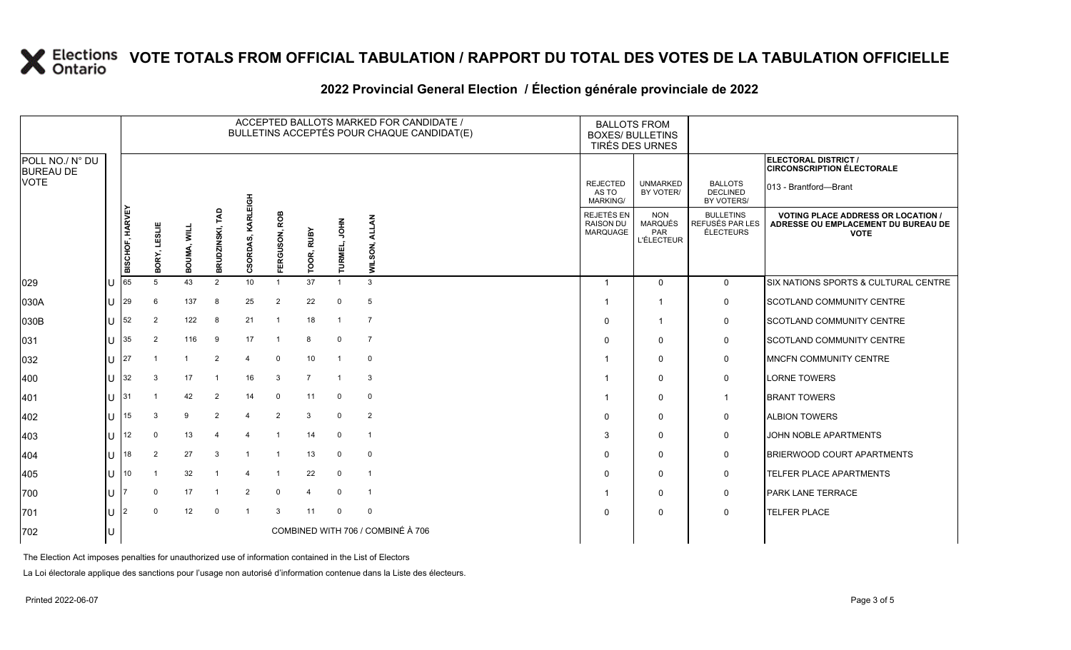# VOTE TOTALS FROM OFFICIAL TABULATION / RAPPORT DU TOTAL DES VOTES DE LA TABULATION OFFICIELLE

## 2022 Provincial General Election / Élection générale provinciale de 2022

ELECTORAL DISTRICT / CIRCONSCRIPTION ÉLECTORALE: 013 - Brantford—Brant

| POLL NO./ N° DU BUREAU DE VOTE | | ACCEPTED BALLOTS MARKED FOR CANDIDATE / BULLETINS ACCEPTÉS POUR CHAQUE CANDIDAT(E) | | | | | | | | | BALLOTS FROM BOXES/ BULLETINS TIRÉS DES URNES | | | |
|---|---|---|---|---|---|---|---|---|---|---|---|---|---|---|
| | | BISCHOF, HARVEY | BORY, LESLIE | BOUMA, WILL | BRUDZINSKI, TAD | CSORDAS, KARLEIGH | FERGUSON, ROB | TOOR, RUBY | TURMEL, JOHN | WILSON, ALLAN | REJECTED AS TO MARKING/ REJETÉS EN RAISON DU MARQUAGE | UNMARKED BY VOTER/ NON MARQUÉS PAR L'ÉLECTEUR | BALLOTS DECLINED BY VOTERS/ BULLETINS REFUSÉS PAR LES ÉLECTEURS | VOTING PLACE ADDRESS OR LOCATION / ADRESSE OU EMPLACEMENT DU BUREAU DE VOTE |
| 029 | U | 65 | 5 | 43 | 2 | 10 | 1 | 37 | 1 | 3 | 1 | 0 | 0 | SIX NATIONS SPORTS & CULTURAL CENTRE |
| 030A | U | 29 | 6 | 137 | 8 | 25 | 2 | 22 | 0 | 5 | 1 | 1 | 0 | SCOTLAND COMMUNITY CENTRE |
| 030B | U | 52 | 2 | 122 | 8 | 21 | 1 | 18 | 1 | 7 | 0 | 1 | 0 | SCOTLAND COMMUNITY CENTRE |
| 031 | U | 35 | 2 | 116 | 9 | 17 | 1 | 8 | 0 | 7 | 0 | 0 | 0 | SCOTLAND COMMUNITY CENTRE |
| 032 | U | 27 | 1 | 1 | 2 | 4 | 0 | 10 | 1 | 0 | 1 | 0 | 0 | MNCFN COMMUNITY CENTRE |
| 400 | U | 32 | 3 | 17 | 1 | 16 | 3 | 7 | 1 | 3 | 1 | 0 | 0 | LORNE TOWERS |
| 401 | U | 31 | 1 | 42 | 2 | 14 | 0 | 11 | 0 | 0 | 1 | 0 | 1 | BRANT TOWERS |
| 402 | U | 15 | 3 | 9 | 2 | 4 | 2 | 3 | 0 | 2 | 0 | 0 | 0 | ALBION TOWERS |
| 403 | U | 12 | 0 | 13 | 4 | 4 | 1 | 14 | 0 | 1 | 3 | 0 | 0 | JOHN NOBLE APARTMENTS |
| 404 | U | 18 | 2 | 27 | 3 | 1 | 1 | 13 | 0 | 0 | 0 | 0 | 0 | BRIERWOOD COURT APARTMENTS |
| 405 | U | 10 | 1 | 32 | 1 | 4 | 1 | 22 | 0 | 1 | 0 | 0 | 0 | TELFER PLACE APARTMENTS |
| 700 | U | 7 | 0 | 17 | 1 | 2 | 0 | 4 | 0 | 1 | 1 | 0 | 0 | PARK LANE TERRACE |
| 701 | U | 2 | 0 | 12 | 0 | 1 | 3 | 11 | 0 | 0 | 0 | 0 | 0 | TELFER PLACE |
| 702 | U | COMBINED WITH 706 / COMBINÉ À 706 | | | | | | | | | | | | |

The Election Act imposes penalties for unauthorized use of information contained in the List of Electors

La Loi électorale applique des sanctions pour l'usage non autorisé d'information contenue dans la Liste des électeurs.

Printed 2022-06-07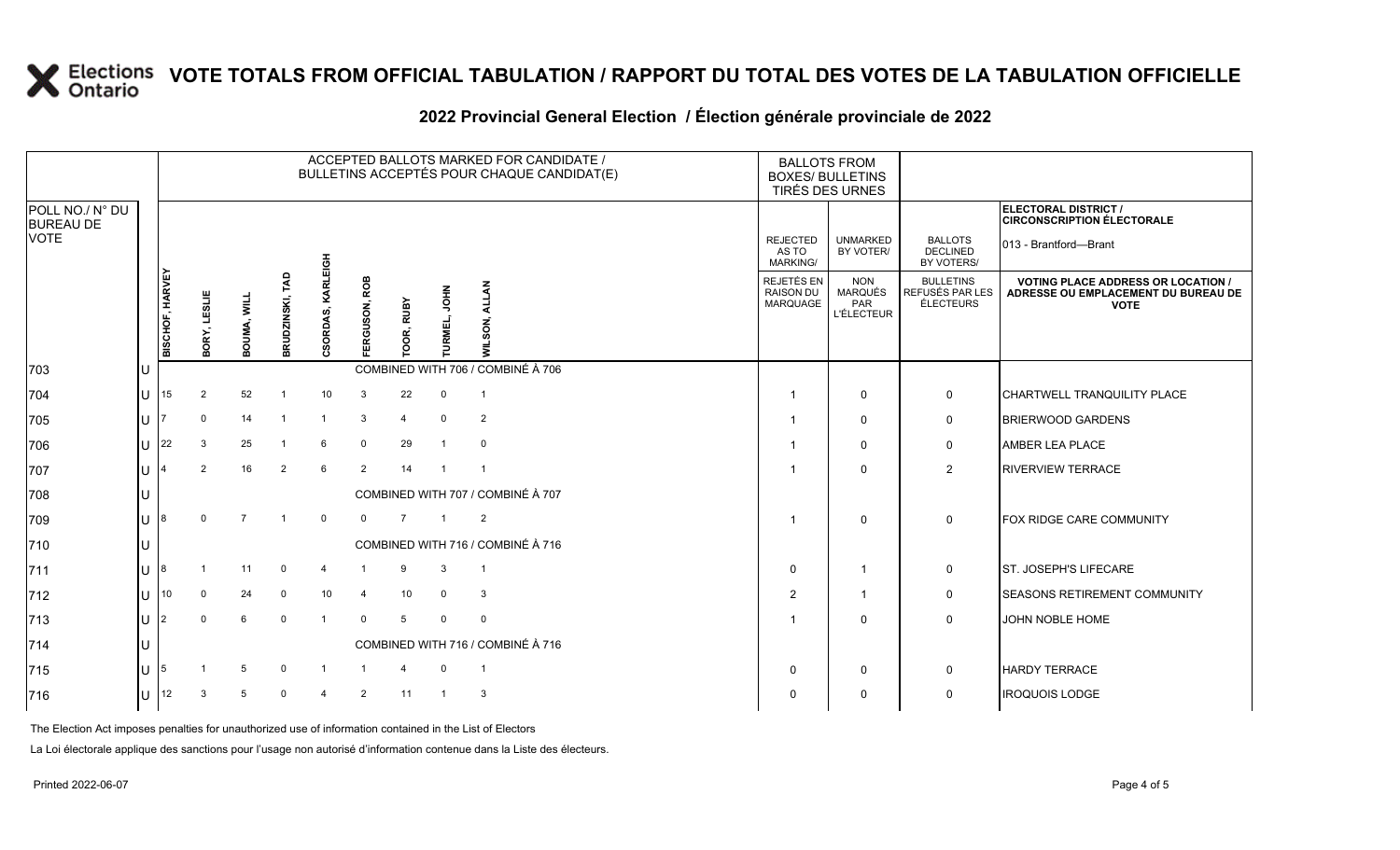# VOTE TOTALS FROM OFFICIAL TABULATION / RAPPORT DU TOTAL DES VOTES DE LA TABULATION OFFICIELLE

## 2022 Provincial General Election / Élection générale provinciale de 2022

ELECTORAL DISTRICT / CIRCONSCRIPTION ÉLECTORALE: 013 - Brantford—Brant

| POLL NO./ N° DU BUREAU DE VOTE | | ACCEPTED BALLOTS MARKED FOR CANDIDATE / BULLETINS ACCEPTÉS POUR CHAQUE CANDIDAT(E) | | | | | | | | | BALLOTS FROM BOXES/ BULLETINS TIRÉS DES URNES | | | |
|---|---|---|---|---|---|---|---|---|---|---|---|---|---|---|
| | | BISCHOF, HARVEY | BORY, LESLIE | BOUMA, WILL | BRUDZINSKI, TAD | CSORDAS, KARLEIGH | FERGUSON, ROB | TOOR, RUBY | TURMEL, JOHN | WILSON, ALLAN | REJECTED AS TO MARKING/ REJETÉS EN RAISON DU MARQUAGE | UNMARKED BY VOTER/ NON MARQUÉS PAR L'ÉLECTEUR | BALLOTS DECLINED BY VOTERS/ BULLETINS REFUSÉS PAR LES ÉLECTEURS | VOTING PLACE ADDRESS OR LOCATION / ADRESSE OU EMPLACEMENT DU BUREAU DE VOTE |
| 703 | U | COMBINED WITH 706 / COMBINÉ À 706 | | | | | | | | | | | | |
| 704 | U | 15 | 2 | 52 | 1 | 10 | 3 | 22 | 0 | 1 | 1 | 0 | 0 | CHARTWELL TRANQUILITY PLACE |
| 705 | U | 7 | 0 | 14 | 1 | 1 | 3 | 4 | 0 | 2 | 1 | 0 | 0 | BRIERWOOD GARDENS |
| 706 | U | 22 | 3 | 25 | 1 | 6 | 0 | 29 | 1 | 0 | 1 | 0 | 0 | AMBER LEA PLACE |
| 707 | U | 4 | 2 | 16 | 2 | 6 | 2 | 14 | 1 | 1 | 1 | 0 | 2 | RIVERVIEW TERRACE |
| 708 | U | COMBINED WITH 707 / COMBINÉ À 707 | | | | | | | | | | | | |
| 709 | U | 8 | 0 | 7 | 1 | 0 | 0 | 7 | 1 | 2 | 1 | 0 | 0 | FOX RIDGE CARE COMMUNITY |
| 710 | U | COMBINED WITH 716 / COMBINÉ À 716 | | | | | | | | | | | | |
| 711 | U | 8 | 1 | 11 | 0 | 4 | 1 | 9 | 3 | 1 | 0 | 1 | 0 | ST. JOSEPH'S LIFECARE |
| 712 | U | 10 | 0 | 24 | 0 | 10 | 4 | 10 | 0 | 3 | 2 | 1 | 0 | SEASONS RETIREMENT COMMUNITY |
| 713 | U | 2 | 0 | 6 | 0 | 1 | 0 | 5 | 0 | 0 | 1 | 0 | 0 | JOHN NOBLE HOME |
| 714 | U | COMBINED WITH 716 / COMBINÉ À 716 | | | | | | | | | | | | |
| 715 | U | 5 | 1 | 5 | 0 | 1 | 1 | 4 | 0 | 1 | 0 | 0 | 0 | HARDY TERRACE |
| 716 | U | 12 | 3 | 5 | 0 | 4 | 2 | 11 | 1 | 3 | 0 | 0 | 0 | IROQUOIS LODGE |

The Election Act imposes penalties for unauthorized use of information contained in the List of Electors

La Loi électorale applique des sanctions pour l'usage non autorisé d'information contenue dans la Liste des électeurs.

Printed 2022-06-07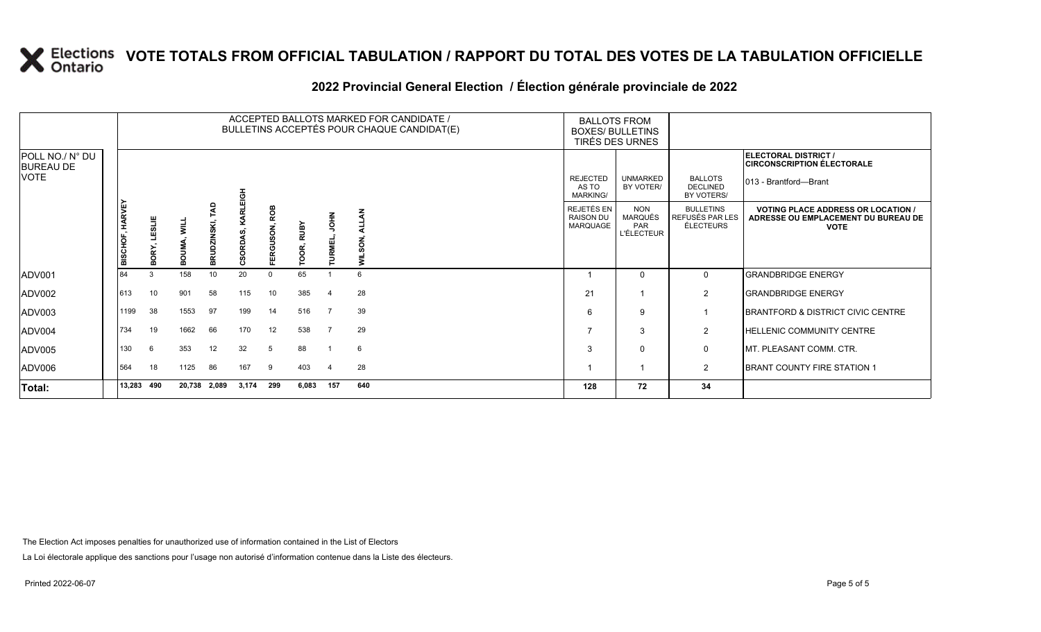# VOTE TOTALS FROM OFFICIAL TABULATION / RAPPORT DU TOTAL DES VOTES DE LA TABULATION OFFICIELLE

## 2022 Provincial General Election / Élection générale provinciale de 2022

| POLL NO./ N° DU BUREAU DE VOTE | ACCEPTED BALLOTS MARKED FOR CANDIDATE / BULLETINS ACCEPTÉS POUR CHAQUE CANDIDAT(E) | | | | | | | | | BALLOTS FROM BOXES/ BULLETINS TIRÉS DES URNES | | | ELECTORAL DISTRICT / CIRCONSCRIPTION ÉLECTORALE 013 - Brantford—Brant |
|---|---|---|---|---|---|---|---|---|---|---|---|---|---|
| | BISCHOF, HARVEY | BORY, LESLIE | BOUMA, WILL | BRUDZINSKI, TAD | CSORDAS, KARLEIGH | FERGUSON, ROB | TOOR, RUBY | TURMEL, JOHN | WILSON, ALLAN | REJECTED AS TO MARKING/ REJETÉS EN RAISON DU MARQUAGE | UNMARKED BY VOTER/ NON MARQUÉS PAR L'ÉLECTEUR | BALLOTS DECLINED BY VOTERS/ BULLETINS REFUSÉS PAR LES ÉLECTEURS | VOTING PLACE ADDRESS OR LOCATION / ADRESSE OU EMPLACEMENT DU BUREAU DE VOTE |
| ADV001 | 84 | 3 | 158 | 10 | 20 | 0 | 65 | 1 | 6 | 1 | 0 | 0 | GRANDBRIDGE ENERGY |
| ADV002 | 613 | 10 | 901 | 58 | 115 | 10 | 385 | 4 | 28 | 21 | 1 | 2 | GRANDBRIDGE ENERGY |
| ADV003 | 1199 | 38 | 1553 | 97 | 199 | 14 | 516 | 7 | 39 | 6 | 9 | 1 | BRANTFORD & DISTRICT CIVIC CENTRE |
| ADV004 | 734 | 19 | 1662 | 66 | 170 | 12 | 538 | 7 | 29 | 7 | 3 | 2 | HELLENIC COMMUNITY CENTRE |
| ADV005 | 130 | 6 | 353 | 12 | 32 | 5 | 88 | 1 | 6 | 3 | 0 | 0 | MT. PLEASANT COMM. CTR. |
| ADV006 | 564 | 18 | 1125 | 86 | 167 | 9 | 403 | 4 | 28 | 1 | 1 | 2 | BRANT COUNTY FIRE STATION 1 |
| **Total:** | **13,283** | **490** | **20,738** | **2,089** | **3,174** | **299** | **6,083** | **157** | **640** | **128** | **72** | **34** | |

The Election Act imposes penalties for unauthorized use of information contained in the List of Electors

La Loi électorale applique des sanctions pour l'usage non autorisé d'information contenue dans la Liste des électeurs.

Printed 2022-06-07